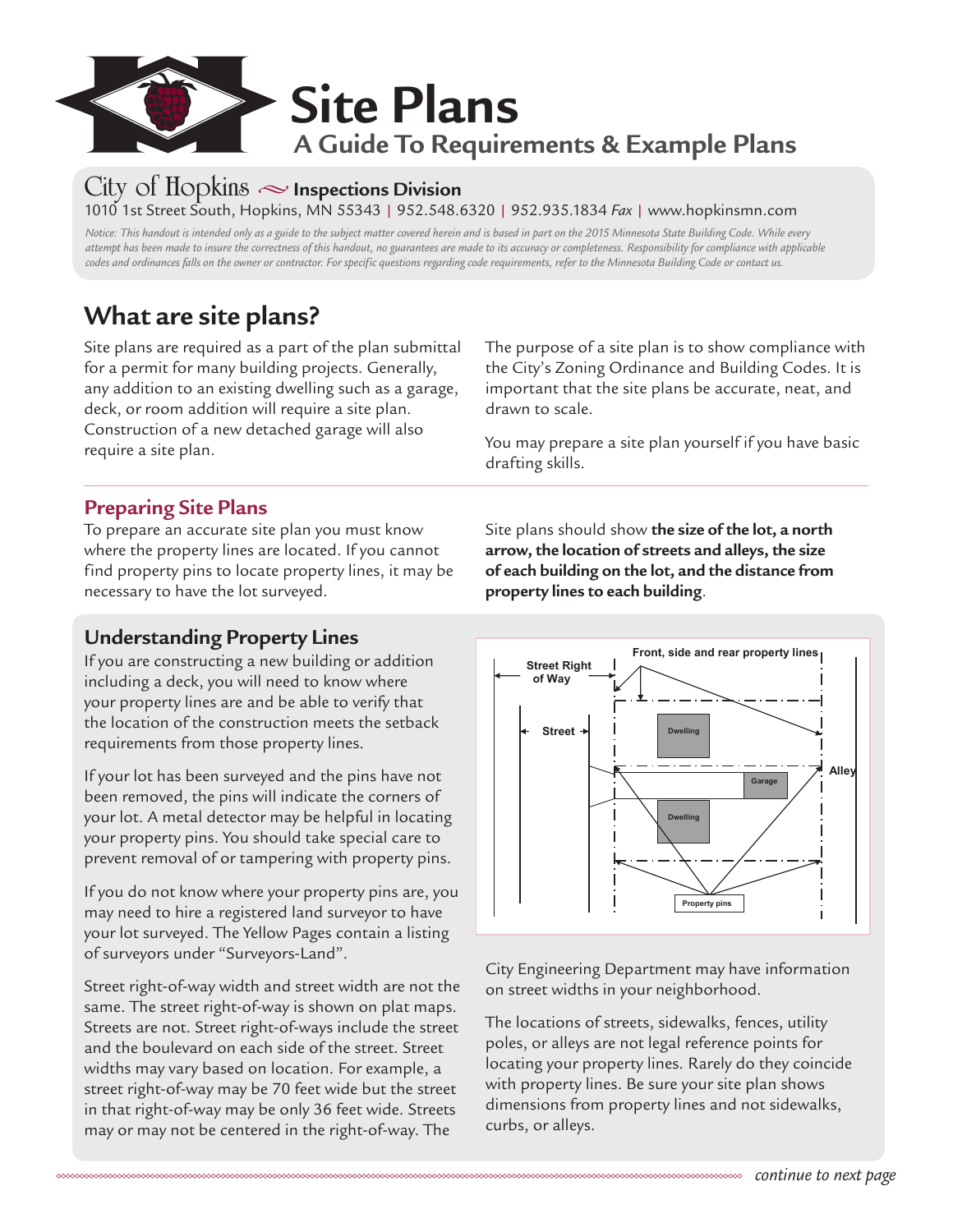// Site Plans

# Site Plans

## A Guide To Requirements & Example Plans

City of Hopkins ~ **Inspections Division**

1010 1st Street South, Hopkins, MN 55343 | 952.548.6320 | 952.935.1834 *Fax* | www.hopkinsmn.com

*Notice: This handout is intended only as a guide to the subject matter covered herein and is based in part on the 2015 Minnesota State Building Code. While every attempt has been made to insure the correctness of this handout, no guarantees are made to its accuracy or completeness. Responsibility for compliance with applicable codes and ordinances falls on the owner or contractor. For specific questions regarding code requirements, refer to the Minnesota Building Code or contact us.*

## What are site plans?

Site plans are required as a part of the plan submittal for a permit for many building projects. Generally, any addition to an existing dwelling such as a garage, deck, or room addition will require a site plan. Construction of a new detached garage will also require a site plan.

The purpose of a site plan is to show compliance with the City's Zoning Ordinance and Building Codes. It is important that the site plans be accurate, neat, and drawn to scale.

You may prepare a site plan yourself if you have basic drafting skills.

### Preparing Site Plans

To prepare an accurate site plan you must know where the property lines are located. If you cannot find property pins to locate property lines, it may be necessary to have the lot surveyed.

Site plans should show **the size of the lot, a north arrow, the location of streets and alleys, the size of each building on the lot, and the distance from property lines to each building**.

### Understanding Property Lines

If you are constructing a new building or addition including a deck, you will need to know where your property lines are and be able to verify that the location of the construction meets the setback requirements from those property lines.

If your lot has been surveyed and the pins have not been removed, the pins will indicate the corners of your lot. A metal detector may be helpful in locating your property pins. You should take special care to prevent removal of or tampering with property pins.

If you do not know where your property pins are, you may need to hire a registered land surveyor to have your lot surveyed. The Yellow Pages contain a listing of surveyors under "Surveyors-Land".

Street right-of-way width and street width are not the same. The street right-of-way is shown on plat maps. Streets are not. Street right-of-ways include the street and the boulevard on each side of the street. Street widths may vary based on location. For example, a street right-of-way may be 70 feet wide but the street in that right-of-way may be only 36 feet wide. Streets may or may not be centered in the right-of-way. The

Street Right of Way | Street | Front, side and rear property lines | Dwelling | Garage | Dwelling | Alley | Property pins

City Engineering Department may have information on street widths in your neighborhood.

The locations of streets, sidewalks, fences, utility poles, or alleys are not legal reference points for locating your property lines. Rarely do they coincide with property lines. Be sure your site plan shows dimensions from property lines and not sidewalks, curbs, or alleys.

*continue to next page*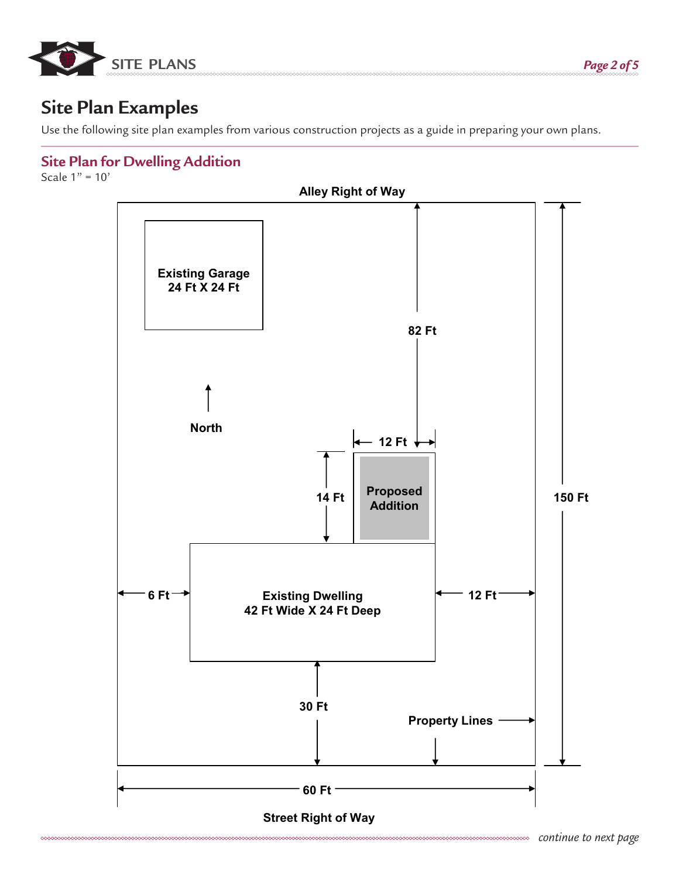## Site Plan Examples

Use the following site plan examples from various construction projects as a guide in preparing your own plans.

### Site Plan for Dwelling Addition

Scale 1" = 10'

Alley Right of Way

Existing Garage
24 Ft X 24 Ft

82 Ft

North

12 Ft

14 Ft

Proposed Addition

150 Ft

6 Ft

Existing Dwelling
42 Ft Wide X 24 Ft Deep

12 Ft

30 Ft

Property Lines

60 Ft

Street Right of Way

*continue to next page*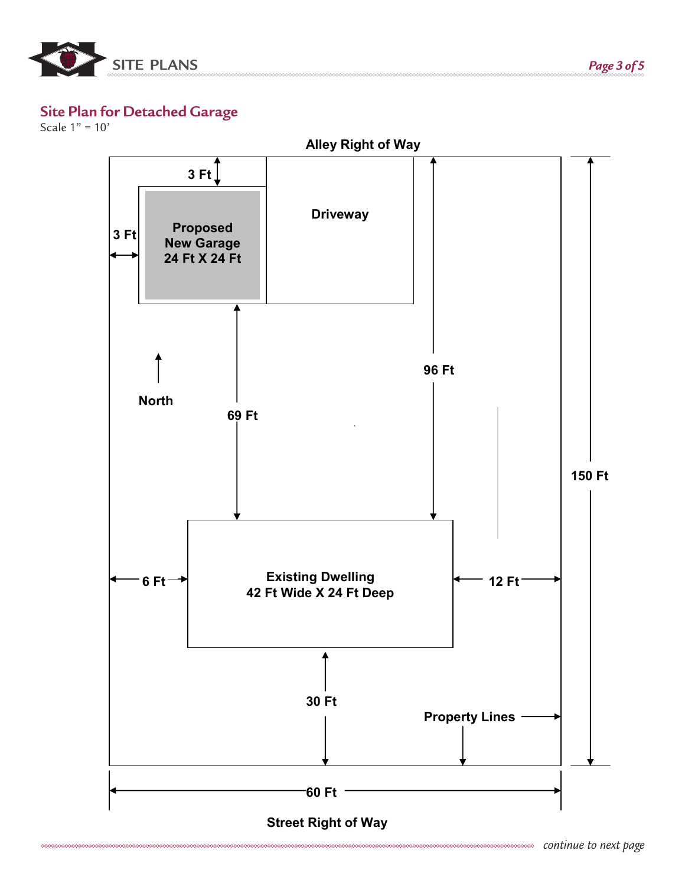## Site Plan for Detached Garage

Scale 1" = 10'

Alley Right of Way

3 Ft

3 Ft

Proposed New Garage 24 Ft X 24 Ft

Driveway

North

69 Ft

96 Ft

150 Ft

6 Ft

Existing Dwelling 42 Ft Wide X 24 Ft Deep

12 Ft

30 Ft

Property Lines

60 Ft

Street Right of Way

*continue to next page*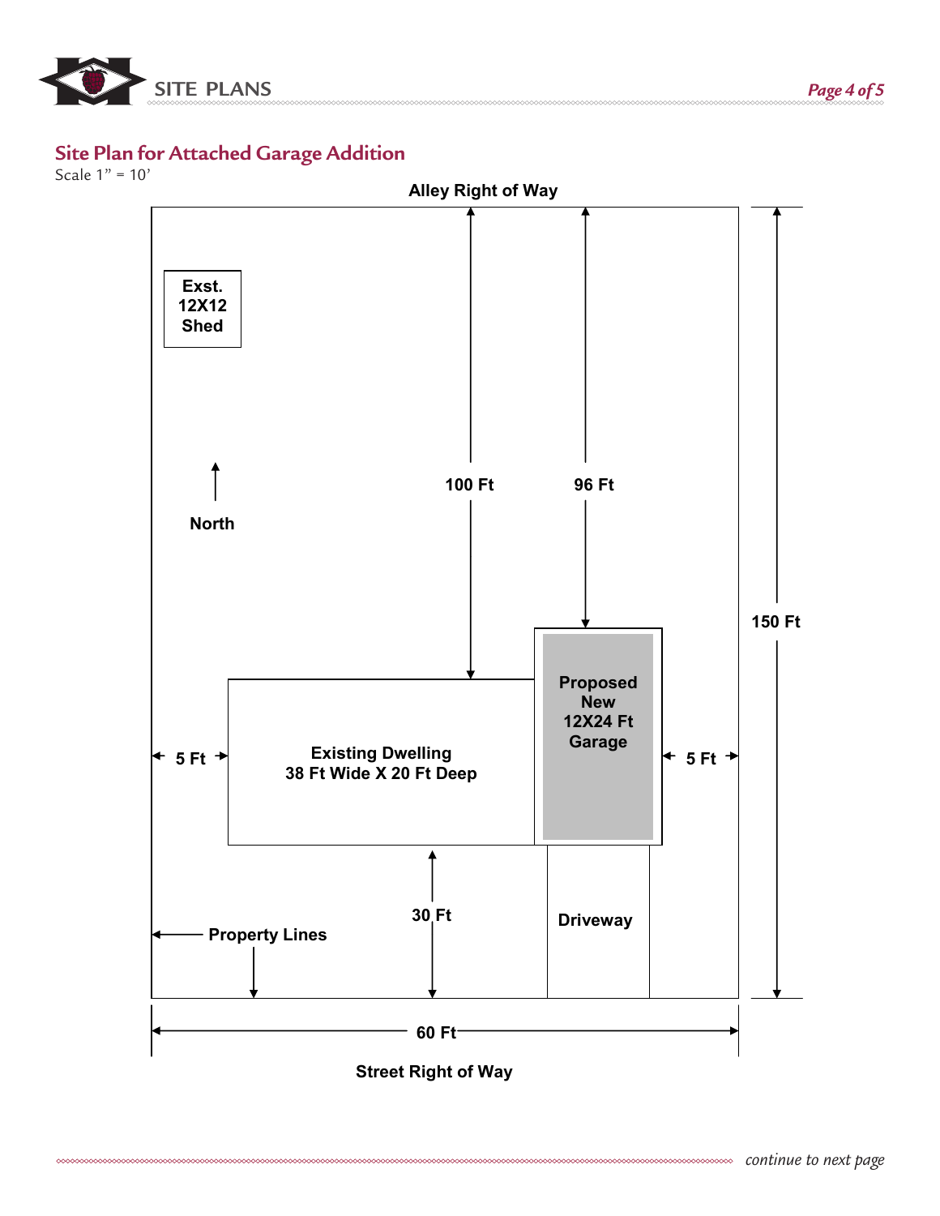## Site Plan for Attached Garage Addition

Scale 1" = 10'

Alley Right of Way

Exst. 12X12 Shed

North

100 Ft

96 Ft

150 Ft

Proposed New 12X24 Ft Garage

5 Ft

Existing Dwelling 38 Ft Wide X 20 Ft Deep

5 Ft

30 Ft

Driveway

Property Lines

60 Ft

Street Right of Way

*continue to next page*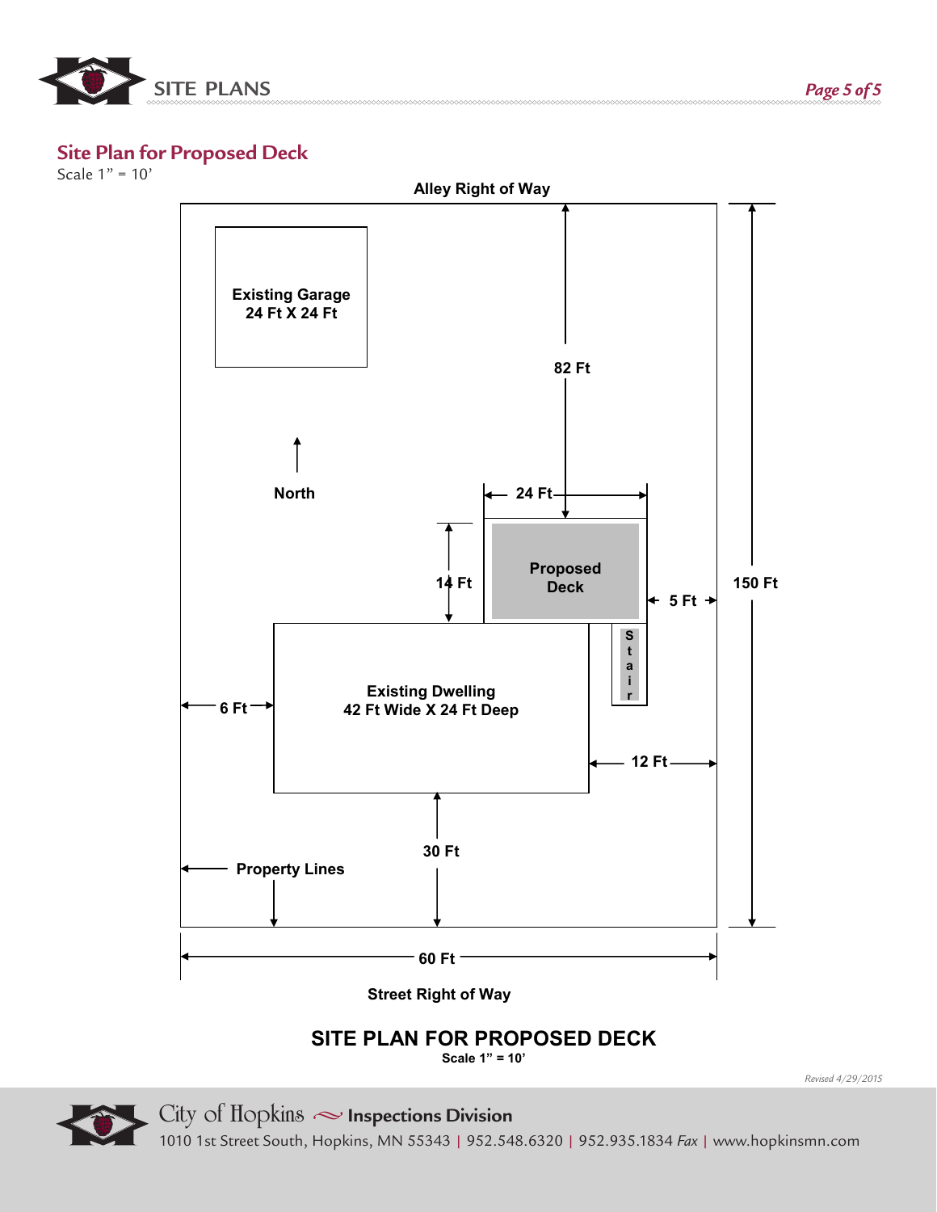## Site Plan for Proposed Deck

Scale 1" = 10'

Alley Right of Way

Existing Garage
24 Ft X 24 Ft

82 Ft

North

24 Ft

14 Ft

Proposed
Deck

5 Ft

150 Ft

Stair

Existing Dwelling
42 Ft Wide X 24 Ft Deep

6 Ft

12 Ft

30 Ft

Property Lines

60 Ft

Street Right of Way

**SITE PLAN FOR PROPOSED DECK**

**Scale 1" = 10'**

*Revised 4/29/2015*

City of Hopkins ~ **Inspections Division**

1010 1st Street South, Hopkins, MN 55343 | 952.548.6320 | 952.935.1834 *Fax* | www.hopkinsmn.com